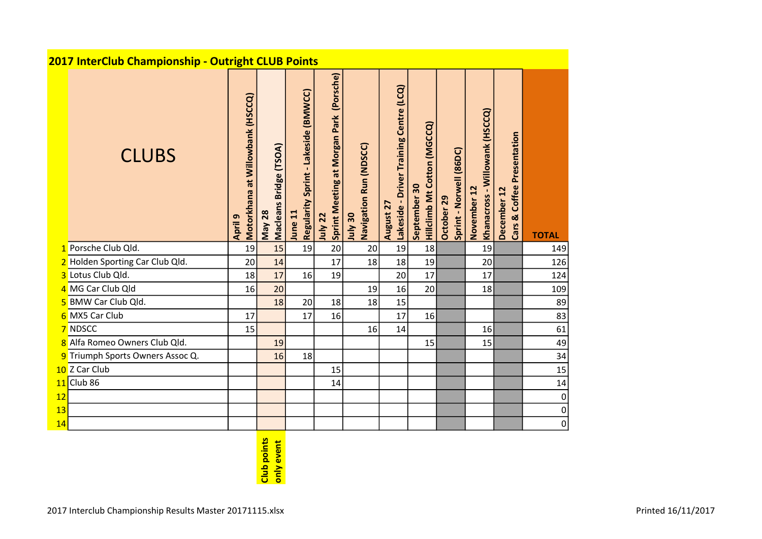## 2017 InterClub Championship - Outright CLUB Points

| | CLUBS | April 9 Motorkhana at Willowbank (HSCCQ) | May 28 Macleans Bridge (TSOA) | June 11 Regularity Sprint - Lakeside (BMWCC) | July 22 Sprint Meeting at Morgan Park (Porsche) | July 30 Navigation Run (NDSCC) | August 27 Lakeside - Driver Training Centre (LCQ) | September 30 Hillclimb Mt Cotton (MGCCQ) | October 29 Sprint - Norwell (86DC) | November 12 Khanacross - Willowank (HSCCQ) | December 12 Cars & Coffee Presentation | TOTAL |
|---|---|---|---|---|---|---|---|---|---|---|---|---|
| 1 | Porsche Club Qld. | 19 | 15 | 19 | 20 | 20 | 19 | 18 | | 19 | | 149 |
| 2 | Holden Sporting Car Club Qld. | 20 | 14 | | 17 | 18 | 18 | 19 | | 20 | | 126 |
| 3 | Lotus Club Qld. | 18 | 17 | 16 | 19 | | 20 | 17 | | 17 | | 124 |
| 4 | MG Car Club Qld | 16 | 20 | | | 19 | 16 | 20 | | 18 | | 109 |
| 5 | BMW Car Club Qld. | | 18 | 20 | 18 | 18 | 15 | | | | | 89 |
| 6 | MX5 Car Club | 17 | | 17 | 16 | | 17 | 16 | | | | 83 |
| 7 | NDSCC | 15 | | | | 16 | 14 | | | 16 | | 61 |
| 8 | Alfa Romeo Owners Club Qld. | | 19 | | | | | 15 | | 15 | | 49 |
| 9 | Triumph Sports Owners Assoc Q. | | 16 | 18 | | | | | | | | 34 |
| 10 | Z Car Club | | | | 15 | | | | | | | 15 |
| 11 | Club 86 | | | | 14 | | | | | | | 14 |
| 12 | | | | | | | | | | | | 0 |
| 13 | | | | | | | | | | | | 0 |
| 14 | | | | | | | | | | | | 0 |

Club points only event

2017 Interclub Championship Results Master 20171115.xlsx

Printed 16/11/2017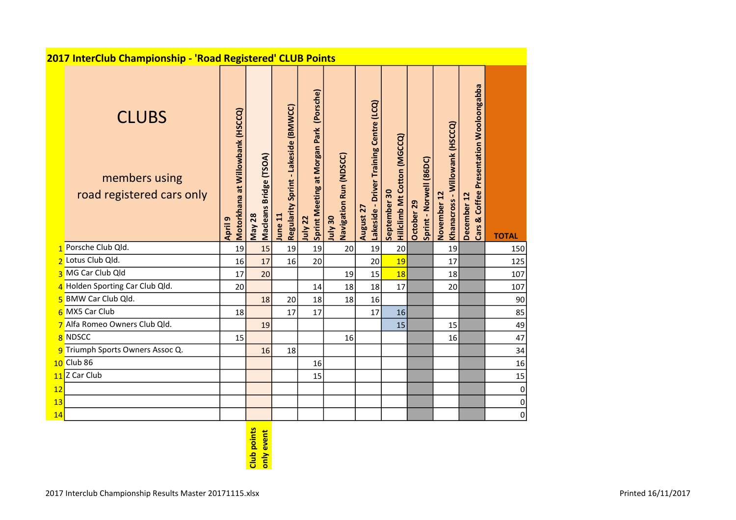## 2017 InterClub Championship - 'Road Registered' CLUB Points

| | CLUBS<br>members using road registered cars only | April 9 Motorkhana at Willowbank (HSCCQ) | May 28 Macleans Bridge (TSOA) | June 11 Regularity Sprint - Lakeside (BMWCC) | July 22 Sprint Meeting at Morgan Park (Porsche) | July 30 Navigation Run (NDSCC) | August 27 Lakeside - Driver Training Centre (LCQ) | September 30 Hillclimb Mt Cotton (MGCCQ) | October 29 Sprint - Norwell (86DC) | November 12 Khanacross - Willowank (HSCCQ) | December 12 Cars & Coffee Presentation Wooloongabba | TOTAL |
|---|---|---|---|---|---|---|---|---|---|---|---|---|
| 1 | Porsche Club Qld. | 19 | 15 | 19 | 19 | 20 | 19 | 20 | | 19 | | 150 |
| 2 | Lotus Club Qld. | 16 | 17 | 16 | 20 | | 20 | 19 | | 17 | | 125 |
| 3 | MG Car Club Qld | 17 | 20 | | | 19 | 15 | 18 | | 18 | | 107 |
| 4 | Holden Sporting Car Club Qld. | 20 | | | 14 | 18 | 18 | 17 | | 20 | | 107 |
| 5 | BMW Car Club Qld. | | 18 | 20 | 18 | 18 | 16 | | | | | 90 |
| 6 | MX5 Car Club | 18 | | 17 | 17 | | 17 | 16 | | | | 85 |
| 7 | Alfa Romeo Owners Club Qld. | | 19 | | | | | 15 | | 15 | | 49 |
| 8 | NDSCC | 15 | | | | 16 | | | | 16 | | 47 |
| 9 | Triumph Sports Owners Assoc Q. | | 16 | 18 | | | | | | | | 34 |
| 10 | Club 86 | | | | 16 | | | | | | | 16 |
| 11 | Z Car Club | | | | 15 | | | | | | | 15 |
| 12 | | | | | | | | | | | | 0 |
| 13 | | | | | | | | | | | | 0 |
| 14 | | | | | | | | | | | | 0 |
| | | | Club points only event | | | | | | | | | |

2017 Interclub Championship Results Master 20171115.xlsx

Printed 16/11/2017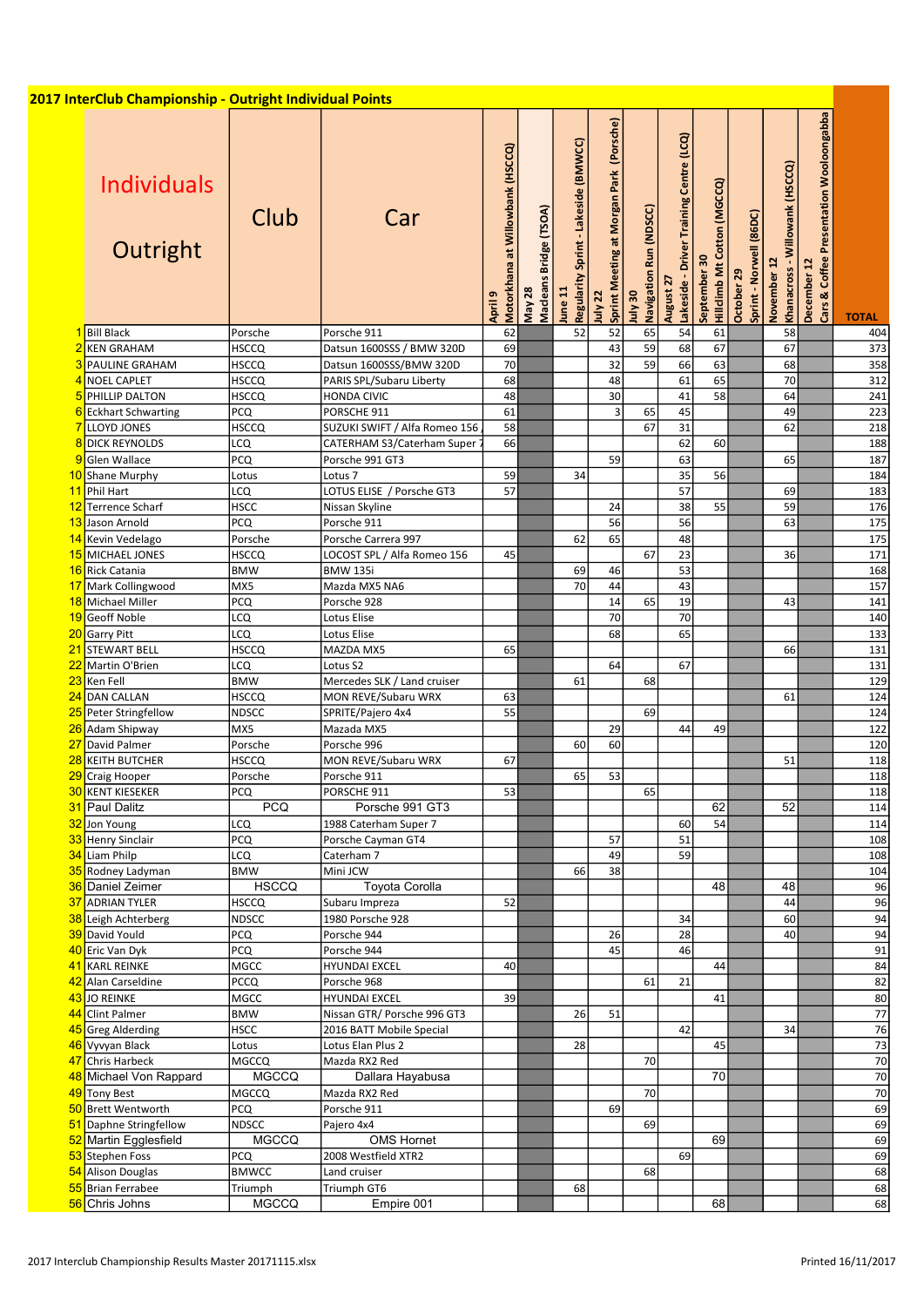## 2017 InterClub Championship - Outright Individual Points

| | Individuals Outright | Club | Car | April 9 Motorkhana at Willowbank (HSCCQ) | May 28 Macleans Bridge (TSOA) | June 11 Regularity Sprint - Lakeside (BMWCC) | July 22 Sprint Meeting at Morgan Park (Porsche) | July 30 Navigation Run (NDSCC) | August 27 Lakeside - Driver Training Centre (LCQ) | September 30 Hillclimb Mt Cotton (MGCCQ) | October 29 Sprint - Norwell (86DC) | November 12 Khanacross - Willowank (HSCCQ) | December 12 Cars & Coffee Presentation Wooloongabba | TOTAL |
|---|---|---|---|---|---|---|---|---|---|---|---|---|---|---|
| 1 | Bill Black | Porsche | Porsche 911 | 62 | | 52 | 52 | 65 | 54 | 61 | | 58 | | 404 |
| 2 | KEN GRAHAM | HSCCQ | Datsun 1600SSS / BMW 320D | 69 | | | 43 | 59 | 68 | 67 | | 67 | | 373 |
| 3 | PAULINE GRAHAM | HSCCQ | Datsun 1600SSS/BMW 320D | 70 | | | 32 | 59 | 66 | 63 | | 68 | | 358 |
| 4 | NOEL CAPLET | HSCCQ | PARIS SPL/Subaru Liberty | 68 | | | 48 | | 61 | 65 | | 70 | | 312 |
| 5 | PHILLIP DALTON | HSCCQ | HONDA CIVIC | 48 | | | 30 | | 41 | 58 | | 64 | | 241 |
| 6 | Eckhart Schwarting | PCQ | PORSCHE 911 | 61 | | | 3 | 65 | 45 | | | 49 | | 223 |
| 7 | LLOYD JONES | HSCCQ | SUZUKI SWIFT / Alfa Romeo 156 | 58 | | | | 67 | 31 | | | 62 | | 218 |
| 8 | DICK REYNOLDS | LCQ | CATERHAM S3/Caterham Super 7 | 66 | | | | | 62 | 60 | | | | 188 |
| 9 | Glen Wallace | PCQ | Porsche 991 GT3 | | | | 59 | | 63 | | | 65 | | 187 |
| 10 | Shane Murphy | Lotus | Lotus 7 | 59 | | 34 | | | 35 | 56 | | | | 184 |
| 11 | Phil Hart | LCQ | LOTUS ELISE / Porsche GT3 | 57 | | | | | 57 | | | 69 | | 183 |
| 12 | Terrence Scharf | HSCC | Nissan Skyline | | | | 24 | | 38 | 55 | | 59 | | 176 |
| 13 | Jason Arnold | PCQ | Porsche 911 | | | | 56 | | 56 | | | 63 | | 175 |
| 14 | Kevin Vedelago | Porsche | Porsche Carrera 997 | | | 62 | 65 | | 48 | | | | | 175 |
| 15 | MICHAEL JONES | HSCCQ | LOCOST SPL / Alfa Romeo 156 | 45 | | | | 67 | 23 | | | 36 | | 171 |
| 16 | Rick Catania | BMW | BMW 135i | | | 69 | 46 | | 53 | | | | | 168 |
| 17 | Mark Collingwood | MX5 | Mazda MX5 NA6 | | | 70 | 44 | | 43 | | | | | 157 |
| 18 | Michael Miller | PCQ | Porsche 928 | | | | 14 | 65 | 19 | | | 43 | | 141 |
| 19 | Geoff Noble | LCQ | Lotus Elise | | | | 70 | | 70 | | | | | 140 |
| 20 | Garry Pitt | LCQ | Lotus Elise | | | | 68 | | 65 | | | | | 133 |
| 21 | STEWART BELL | HSCCQ | MAZDA MX5 | 65 | | | | | | | | 66 | | 131 |
| 22 | Martin O'Brien | LCQ | Lotus S2 | | | | 64 | | 67 | | | | | 131 |
| 23 | Ken Fell | BMW | Mercedes SLK / Land cruiser | | | 61 | | 68 | | | | | | 129 |
| 24 | DAN CALLAN | HSCCQ | MON REVE/Subaru WRX | 63 | | | | | | | | 61 | | 124 |
| 25 | Peter Stringfellow | NDSCC | SPRITE/Pajero 4x4 | 55 | | | | 69 | | | | | | 124 |
| 26 | Adam Shipway | MX5 | Mazada MX5 | | | | 29 | | 44 | 49 | | | | 122 |
| 27 | David Palmer | Porsche | Porsche 996 | | | 60 | 60 | | | | | | | 120 |
| 28 | KEITH BUTCHER | HSCCQ | MON REVE/Subaru WRX | 67 | | | | | | | | 51 | | 118 |
| 29 | Craig Hooper | Porsche | Porsche 911 | | | 65 | 53 | | | | | | | 118 |
| 30 | KENT KIESEKER | PCQ | PORSCHE 911 | 53 | | | | 65 | | | | | | 118 |
| 31 | Paul Dalitz | PCQ | Porsche 991 GT3 | | | | | | | 62 | | 52 | | 114 |
| 32 | Jon Young | LCQ | 1988 Caterham Super 7 | | | | | | 60 | 54 | | | | 114 |
| 33 | Henry Sinclair | PCQ | Porsche Cayman GT4 | | | | 57 | | 51 | | | | | 108 |
| 34 | Liam Philp | LCQ | Caterham 7 | | | | 49 | | 59 | | | | | 108 |
| 35 | Rodney Ladyman | BMW | Mini JCW | | | 66 | 38 | | | | | | | 104 |
| 36 | Daniel Zeimer | HSCCQ | Toyota Corolla | | | | | | | 48 | | 48 | | 96 |
| 37 | ADRIAN TYLER | HSCCQ | Subaru Impreza | 52 | | | | | | | | 44 | | 96 |
| 38 | Leigh Achterberg | NDSCC | 1980 Porsche 928 | | | | | | 34 | | | 60 | | 94 |
| 39 | David Yould | PCQ | Porsche 944 | | | | 26 | | 28 | | | 40 | | 94 |
| 40 | Eric Van Dyk | PCQ | Porsche 944 | | | | 45 | | 46 | | | | | 91 |
| 41 | KARL REINKE | MGCC | HYUNDAI EXCEL | 40 | | | | | | 44 | | | | 84 |
| 42 | Alan Carseldine | PCCQ | Porsche 968 | | | | | 61 | 21 | | | | | 82 |
| 43 | JO REINKE | MGCC | HYUNDAI EXCEL | 39 | | | | | | 41 | | | | 80 |
| 44 | Clint Palmer | BMW | Nissan GTR/ Porsche 996 GT3 | | | 26 | 51 | | | | | | | 77 |
| 45 | Greg Alderding | HSCC | 2016 BATT Mobile Special | | | | | | 42 | | | 34 | | 76 |
| 46 | Vyvyan Black | Lotus | Lotus Elan Plus 2 | | | 28 | | | | 45 | | | | 73 |
| 47 | Chris Harbeck | MGCCQ | Mazda RX2 Red | | | | | 70 | | | | | | 70 |
| 48 | Michael Von Rappard | MGCCQ | Dallara Hayabusa | | | | | | | 70 | | | | 70 |
| 49 | Tony Best | MGCCQ | Mazda RX2 Red | | | | | 70 | | | | | | 70 |
| 50 | Brett Wentworth | PCQ | Porsche 911 | | | | 69 | | | | | | | 69 |
| 51 | Daphne Stringfellow | NDSCC | Pajero 4x4 | | | | | 69 | | | | | | 69 |
| 52 | Martin Egglesfield | MGCCQ | OMS Hornet | | | | | | | 69 | | | | 69 |
| 53 | Stephen Foss | PCQ | 2008 Westfield XTR2 | | | | | | 69 | | | | | 69 |
| 54 | Alison Douglas | BMWCC | Land cruiser | | | | | 68 | | | | | | 68 |
| 55 | Brian Ferrabee | Triumph | Triumph GT6 | | | 68 | | | | | | | | 68 |
| 56 | Chris Johns | MGCCQ | Empire 001 | | | | | | | 68 | | | | 68 |

2017 Interclub Championship Results Master 20171115.xlsx

Printed 16/11/2017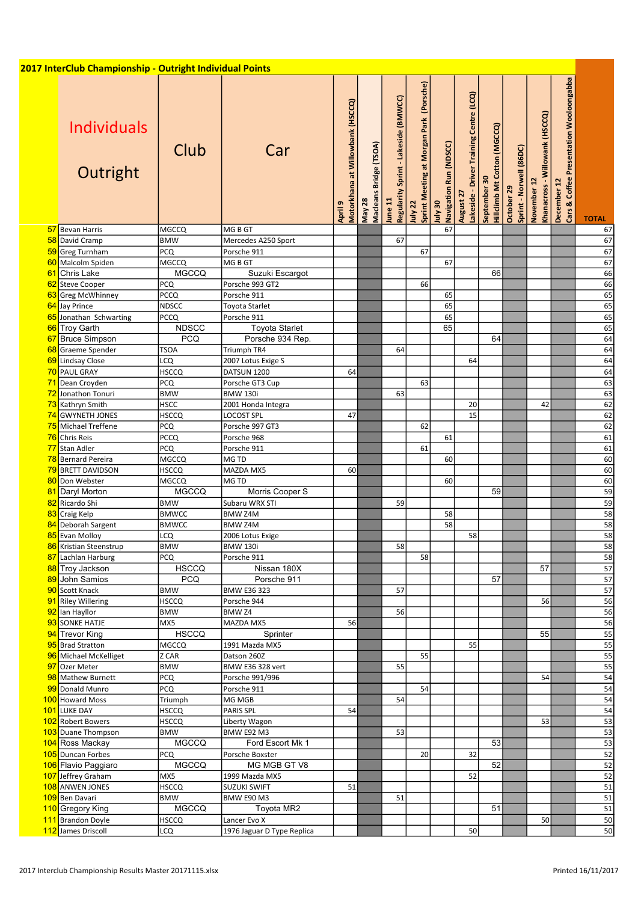## 2017 InterClub Championship - Outright Individual Points

| | Individuals Outright | Club | Car | April 9 Motorkhana at Willowbank (HSCCQ) | May 28 Macleans Bridge (TSOA) | June 11 Regularity Sprint - Lakeside (BMWCC) | July 22 Sprint Meeting at Morgan Park (Porsche) | July 30 Navigation Run (NDSCC) | August 27 Lakeside - Driver Training Centre (LCQ) | September 30 Hillclimb Mt Cotton (MGCCQ) | October 29 Sprint - Norwell (86DC) | November 12 Khanacross - Willowank (HSCCQ) | December 12 Cars & Coffee Presentation Wooloongabba | TOTAL |
|---|---|---|---|---|---|---|---|---|---|---|---|---|---|---|
| 57 | Bevan Harris | MGCCQ | MG B GT | | | | | 67 | | | | | | 67 |
| 58 | David Cramp | BMW | Mercedes A250 Sport | | | 67 | | | | | | | | 67 |
| 59 | Greg Turnham | PCQ | Porsche 911 | | | | 67 | | | | | | | 67 |
| 60 | Malcolm Spiden | MGCCQ | MG B GT | | | | | 67 | | | | | | 67 |
| 61 | Chris Lake | MGCCQ | Suzuki Escargot | | | | | | | 66 | | | | 66 |
| 62 | Steve Cooper | PCQ | Porsche 993 GT2 | | | | 66 | | | | | | | 66 |
| 63 | Greg McWhinney | PCCQ | Porsche 911 | | | | | 65 | | | | | | 65 |
| 64 | Jay Prince | NDSCC | Toyota Starlet | | | | | 65 | | | | | | 65 |
| 65 | Jonathan Schwarting | PCCQ | Porsche 911 | | | | | 65 | | | | | | 65 |
| 66 | Troy Garth | NDSCC | Toyota Starlet | | | | | 65 | | | | | | 65 |
| 67 | Bruce Simpson | PCQ | Porsche 934 Rep. | | | | | | | 64 | | | | 64 |
| 68 | Graeme Spender | TSOA | Triumph TR4 | | | 64 | | | | | | | | 64 |
| 69 | Lindsay Close | LCQ | 2007 Lotus Exige S | | | | | | 64 | | | | | 64 |
| 70 | PAUL GRAY | HSCCQ | DATSUN 1200 | 64 | | | | | | | | | | 64 |
| 71 | Dean Croyden | PCQ | Porsche GT3 Cup | | | | 63 | | | | | | | 63 |
| 72 | Jonathon Tonuri | BMW | BMW 130i | | | 63 | | | | | | | | 63 |
| 73 | Kathryn Smith | HSCC | 2001 Honda Integra | | | | | | 20 | | | 42 | | 62 |
| 74 | GWYNETH JONES | HSCCQ | LOCOST SPL | 47 | | | | | 15 | | | | | 62 |
| 75 | Michael Treffene | PCQ | Porsche 997 GT3 | | | | 62 | | | | | | | 62 |
| 76 | Chris Reis | PCCQ | Porsche 968 | | | | | 61 | | | | | | 61 |
| 77 | Stan Adler | PCQ | Porsche 911 | | | | 61 | | | | | | | 61 |
| 78 | Bernard Pereira | MGCCQ | MG TD | | | | | 60 | | | | | | 60 |
| 79 | BRETT DAVIDSON | HSCCQ | MAZDA MX5 | 60 | | | | | | | | | | 60 |
| 80 | Don Webster | MGCCQ | MG TD | | | | | 60 | | | | | | 60 |
| 81 | Daryl Morton | MGCCQ | Morris Cooper S | | | | | | | 59 | | | | 59 |
| 82 | Ricardo Shi | BMW | Subaru WRX STI | | | 59 | | | | | | | | 59 |
| 83 | Craig Kelp | BMWCC | BMW Z4M | | | | | 58 | | | | | | 58 |
| 84 | Deborah Sargent | BMWCC | BMW Z4M | | | | | 58 | | | | | | 58 |
| 85 | Evan Molloy | LCQ | 2006 Lotus Exige | | | | | | 58 | | | | | 58 |
| 86 | Kristian Steenstrup | BMW | BMW 130i | | | 58 | | | | | | | | 58 |
| 87 | Lachlan Harburg | PCQ | Porsche 911 | | | | 58 | | | | | | | 58 |
| 88 | Troy Jackson | HSCCQ | Nissan 180X | | | | | | | | | 57 | | 57 |
| 89 | John Samios | PCQ | Porsche 911 | | | | | | | 57 | | | | 57 |
| 90 | Scott Knack | BMW | BMW E36 323 | | | 57 | | | | | | | | 57 |
| 91 | Riley Willering | HSCCQ | Porsche 944 | | | | | | | | | 56 | | 56 |
| 92 | Ian Hayllor | BMW | BMW Z4 | | | 56 | | | | | | | | 56 |
| 93 | SONKE HATJE | MX5 | MAZDA MX5 | 56 | | | | | | | | | | 56 |
| 94 | Trevor King | HSCCQ | Sprinter | | | | | | | | | 55 | | 55 |
| 95 | Brad Stratton | MGCCQ | 1991 Mazda MX5 | | | | | | 55 | | | | | 55 |
| 96 | Michael McKelliget | Z CAR | Datson 260Z | | | | 55 | | | | | | | 55 |
| 97 | Ozer Meter | BMW | BMW E36 328 vert | | | 55 | | | | | | | | 55 |
| 98 | Mathew Burnett | PCQ | Porsche 991/996 | | | | | | | | | 54 | | 54 |
| 99 | Donald Munro | PCQ | Porsche 911 | | | | 54 | | | | | | | 54 |
| 100 | Howard Moss | Triumph | MG MGB | | | 54 | | | | | | | | 54 |
| 101 | LUKE DAY | HSCCQ | PARIS SPL | 54 | | | | | | | | | | 54 |
| 102 | Robert Bowers | HSCCQ | Liberty Wagon | | | | | | | | | 53 | | 53 |
| 103 | Duane Thompson | BMW | BMW E92 M3 | | | 53 | | | | | | | | 53 |
| 104 | Ross Mackay | MGCCQ | Ford Escort Mk 1 | | | | | | | 53 | | | | 53 |
| 105 | Duncan Forbes | PCQ | Porsche Boxster | | | | 20 | | 32 | | | | | 52 |
| 106 | Flavio Paggiaro | MGCCQ | MG MGB GT V8 | | | | | | | 52 | | | | 52 |
| 107 | Jeffrey Graham | MX5 | 1999 Mazda MX5 | | | | | | 52 | | | | | 52 |
| 108 | ANWEN JONES | HSCCQ | SUZUKI SWIFT | 51 | | | | | | | | | | 51 |
| 109 | Ben Davari | BMW | BMW E90 M3 | | | 51 | | | | | | | | 51 |
| 110 | Gregory King | MGCCQ | Toyota MR2 | | | | | | | 51 | | | | 51 |
| 111 | Brandon Doyle | HSCCQ | Lancer Evo X | | | | | | | | | 50 | | 50 |
| 112 | James Driscoll | LCQ | 1976 Jaguar D Type Replica | | | | | | 50 | | | | | 50 |

2017 Interclub Championship Results Master 20171115.xlsx

Printed 16/11/2017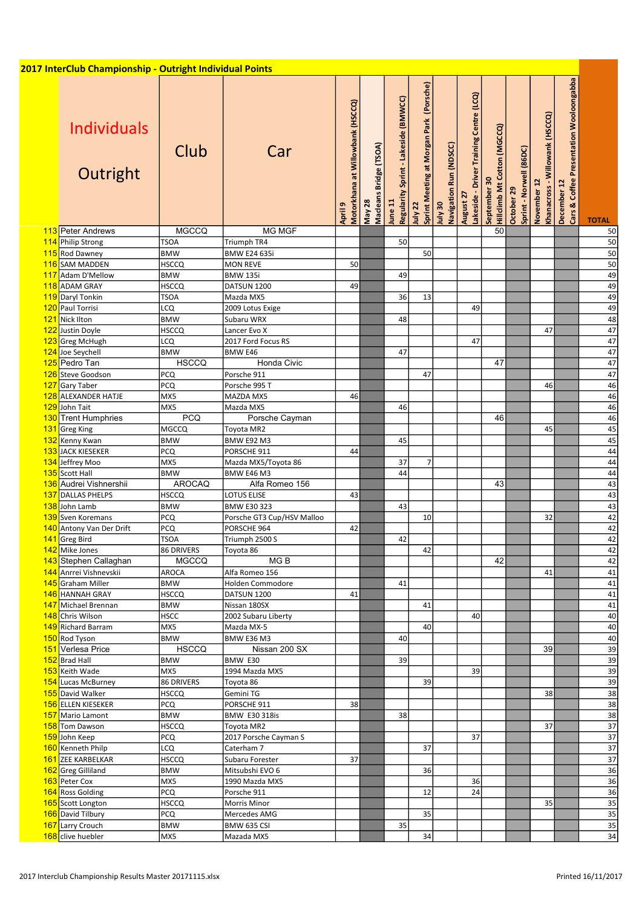# 2017 InterClub Championship - Outright Individual Points

| | Individuals Outright | Club | Car | April 9 Motorkhana at Willowbank (HSCCQ) | May 28 Macleans Bridge (TSOA) | June 11 Regularity Sprint - Lakeside (BMWCC) | July 22 Sprint Meeting at Morgan Park (Porsche) | July 30 Navigation Run (NDSCC) | August 27 Lakeside - Driver Training Centre (LCQ) | September 30 Hillclimb Mt Cotton (MGCCQ) | October 29 Sprint - Norwell (86DC) | November 12 Khanacross - Willowank (HSCCQ) | December 12 Cars & Coffee Presentation Wooloongabba | TOTAL |
|---|---|---|---|---|---|---|---|---|---|---|---|---|---|---|
| 113 | Peter Andrews | MGCCQ | MG MGF | | | | | | | 50 | | | | 50 |
| 114 | Philip Strong | TSOA | Triumph TR4 | | | 50 | | | | | | | | 50 |
| 115 | Rod Dawney | BMW | BMW E24 635i | | | | 50 | | | | | | | 50 |
| 116 | SAM MADDEN | HSCCQ | MON REVE | 50 | | | | | | | | | | 50 |
| 117 | Adam D'Mellow | BMW | BMW 135i | | | 49 | | | | | | | | 49 |
| 118 | ADAM GRAY | HSCCQ | DATSUN 1200 | 49 | | | | | | | | | | 49 |
| 119 | Daryl Tonkin | TSOA | Mazda MX5 | | | 36 | 13 | | | | | | | 49 |
| 120 | Paul Torrisi | LCQ | 2009 Lotus Exige | | | | | | 49 | | | | | 49 |
| 121 | Nick Ilton | BMW | Subaru WRX | | | 48 | | | | | | | | 48 |
| 122 | Justin Doyle | HSCCQ | Lancer Evo X | | | | | | | | | 47 | | 47 |
| 123 | Greg McHugh | LCQ | 2017 Ford Focus RS | | | | | | 47 | | | | | 47 |
| 124 | Joe Seychell | BMW | BMW E46 | | | 47 | | | | | | | | 47 |
| 125 | Pedro Tan | HSCCQ | Honda Civic | | | | | | | 47 | | | | 47 |
| 126 | Steve Goodson | PCQ | Porsche 911 | | | | 47 | | | | | | | 47 |
| 127 | Gary Taber | PCQ | Porsche 995 T | | | | | | | | | 46 | | 46 |
| 128 | ALEXANDER HATJE | MX5 | MAZDA MX5 | 46 | | | | | | | | | | 46 |
| 129 | John Tait | MX5 | Mazda MX5 | | | 46 | | | | | | | | 46 |
| 130 | Trent Humphries | PCQ | Porsche Cayman | | | | | | | 46 | | | | 46 |
| 131 | Greg King | MGCCQ | Toyota MR2 | | | | | | | | | 45 | | 45 |
| 132 | Kenny Kwan | BMW | BMW E92 M3 | | | 45 | | | | | | | | 45 |
| 133 | JACK KIESEKER | PCQ | PORSCHE 911 | 44 | | | | | | | | | | 44 |
| 134 | Jeffrey Moo | MX5 | Mazda MX5/Toyota 86 | | | 37 | 7 | | | | | | | 44 |
| 135 | Scott Hall | BMW | BMW E46 M3 | | | 44 | | | | | | | | 44 |
| 136 | Audrei Vishnershii | AROCAQ | Alfa Romeo 156 | | | | | | | 43 | | | | 43 |
| 137 | DALLAS PHELPS | HSCCQ | LOTUS ELISE | 43 | | | | | | | | | | 43 |
| 138 | John Lamb | BMW | BMW E30 323 | | | 43 | | | | | | | | 43 |
| 139 | Sven Koremans | PCQ | Porsche GT3 Cup/HSV Malloo | | | | 10 | | | | | 32 | | 42 |
| 140 | Antony Van Der Drift | PCQ | PORSCHE 964 | 42 | | | | | | | | | | 42 |
| 141 | Greg Bird | TSOA | Triumph 2500 S | | | 42 | | | | | | | | 42 |
| 142 | Mike Jones | 86 DRIVERS | Toyota 86 | | | | 42 | | | | | | | 42 |
| 143 | Stephen Callaghan | MGCCQ | MG B | | | | | | | 42 | | | | 42 |
| 144 | Anrrei Vishnevskii | AROCA | Alfa Romeo 156 | | | | | | | | | 41 | | 41 |
| 145 | Graham Miller | BMW | Holden Commodore | | | 41 | | | | | | | | 41 |
| 146 | HANNAH GRAY | HSCCQ | DATSUN 1200 | 41 | | | | | | | | | | 41 |
| 147 | Michael Brennan | BMW | Nissan 180SX | | | | 41 | | | | | | | 41 |
| 148 | Chris Wilson | HSCC | 2002 Subaru Liberty | | | | | | 40 | | | | | 40 |
| 149 | Richard Barram | MX5 | Mazda MX-5 | | | | 40 | | | | | | | 40 |
| 150 | Rod Tyson | BMW | BMW E36 M3 | | | 40 | | | | | | | | 40 |
| 151 | Verlesa Price | HSCCQ | Nissan 200 SX | | | | | | | | | 39 | | 39 |
| 152 | Brad Hall | BMW | BMW E30 | | | 39 | | | | | | | | 39 |
| 153 | Keith Wade | MX5 | 1994 Mazda MX5 | | | | | | 39 | | | | | 39 |
| 154 | Lucas McBurney | 86 DRIVERS | Toyota 86 | | | | 39 | | | | | | | 39 |
| 155 | David Walker | HSCCQ | Gemini TG | | | | | | | | | 38 | | 38 |
| 156 | ELLEN KIESEKER | PCQ | PORSCHE 911 | 38 | | | | | | | | | | 38 |
| 157 | Mario Lamont | BMW | BMW E30 318is | | | 38 | | | | | | | | 38 |
| 158 | Tom Dawson | HSCCQ | Toyota MR2 | | | | | | | | | 37 | | 37 |
| 159 | John Keep | PCQ | 2017 Porsche Cayman S | | | | | | 37 | | | | | 37 |
| 160 | Kenneth Philp | LCQ | Caterham 7 | | | | 37 | | | | | | | 37 |
| 161 | ZEE KARBELKAR | HSCCQ | Subaru Forester | 37 | | | | | | | | | | 37 |
| 162 | Greg Gilliland | BMW | Mitsubshi EVO 6 | | | | 36 | | | | | | | 36 |
| 163 | Peter Cox | MX5 | 1990 Mazda MX5 | | | | | | 36 | | | | | 36 |
| 164 | Ross Golding | PCQ | Porsche 911 | | | | 12 | | 24 | | | | | 36 |
| 165 | Scott Longton | HSCCQ | Morris Minor | | | | | | | | | 35 | | 35 |
| 166 | David Tilbury | PCQ | Mercedes AMG | | | | 35 | | | | | | | 35 |
| 167 | Larry Crouch | BMW | BMW 635 CSI | | | 35 | | | | | | | | 35 |
| 168 | clive huebler | MX5 | Mazada MX5 | | | | 34 | | | | | | | 34 |

2017 Interclub Championship Results Master 20171115.xlsx

Printed 16/11/2017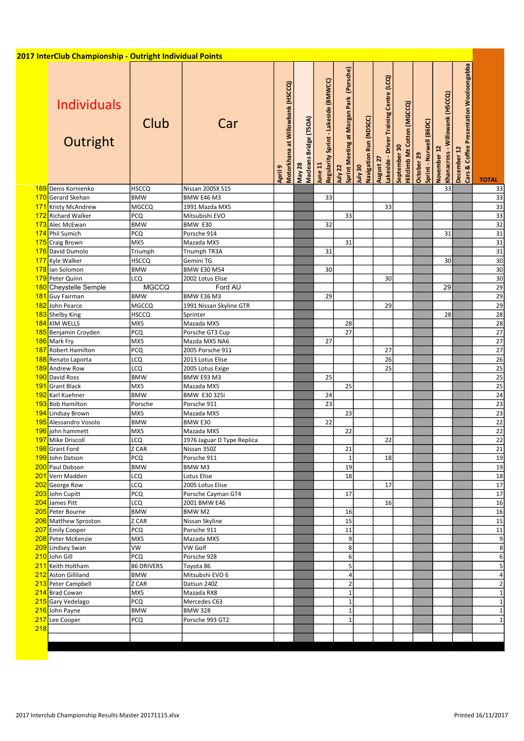# 2017 InterClub Championship - Outright Individual Points

| | Individuals Outright | Club | Car | April 9 Motorkhana at Willowbank (HSCCQ) | May 28 Macleans Bridge (TSOA) | June 11 Regularity Sprint - Lakeside (BMWCC) | July 22 Sprint Meeting at Morgan Park (Porsche) | July 30 Navigation Run (NDSCC) | August 27 Lakeside - Driver Training Centre (LCQ) | September 30 Hillclimb Mt Cotton (MGCCQ) | October 29 Sprint - Norwell (86DC) | November 12 Khanacross - Willowank (HSCCQ) | December 12 Cars & Coffee Presentation Wooloongabba | TOTAL |
|---|---|---|---|---|---|---|---|---|---|---|---|---|---|---|
| 169 | Denis Kornienko | HSCCQ | Nissan 200SX S15 | | | | | | | | | 33 | | 33 |
| 170 | Gerard Skehan | BMW | BMW E46 M3 | | | 33 | | | | | | | | 33 |
| 171 | Kristy McAndrew | MGCCQ | 1991 Mazda MX5 | | | | | | 33 | | | | | 33 |
| 172 | Richard Walker | PCQ | Mitsubishi EVO | | | | 33 | | | | | | | 33 |
| 173 | Alec McEwan | BMW | BMW E30 | | | 32 | | | | | | | | 32 |
| 174 | Phil Sumich | PCQ | Porsche 914 | | | | | | | | | 31 | | 31 |
| 175 | Craig Brown | MX5 | Mazada MX5 | | | | 31 | | | | | | | 31 |
| 176 | David Dumolo | Triumph | Triumph TR3A | | | 31 | | | | | | | | 31 |
| 177 | Kyle Walker | HSCCQ | Gemini TG | | | | | | | | | 30 | | 30 |
| 178 | Ian Solomon | BMW | BMW E30 M54 | | | 30 | | | | | | | | 30 |
| 179 | Peter Quinn | LCQ | 2002 Lotus Elise | | | | | | 30 | | | | | 30 |
| 180 | Cheystelle Semple | MGCCQ | Ford AU | | | | | | | | | 29 | | 29 |
| 181 | Guy Fairman | BMW | BMW E36 M3 | | | 29 | | | | | | | | 29 |
| 182 | John Pearce | MGCCQ | 1991 Nissan Skyline GTR | | | | | | 29 | | | | | 29 |
| 183 | Shelby King | HSCCQ | Sprinter | | | | | | | | | 28 | | 28 |
| 184 | KIM WELLS | MX5 | Mazada MX5 | | | | 28 | | | | | | | 28 |
| 185 | Benjamin Croyden | PCQ | Porsche GT3 Cup | | | | 27 | | | | | | | 27 |
| 186 | Mark Fry | MX5 | Mazda MX5 NA6 | | | 27 | | | | | | | | 27 |
| 187 | Robert Hamilton | PCQ | 2005 Porsche 911 | | | | | | 27 | | | | | 27 |
| 188 | Renato Laporta | LCQ | 2013 Lotus Elise | | | | | | 26 | | | | | 26 |
| 189 | Andrew Row | LCQ | 2005 Lotus Exige | | | | | | 25 | | | | | 25 |
| 190 | David Ross | BMW | BMW E93 M3 | | | 25 | | | | | | | | 25 |
| 191 | Grant Black | MX5 | Mazada MX5 | | | | 25 | | | | | | | 25 |
| 192 | Karl Kuehner | BMW | BMW E30 325i | | | 24 | | | | | | | | 24 |
| 193 | Bob Hamilton | Porsche | Porsche 911 | | | 23 | | | | | | | | 23 |
| 194 | Lindsay Brown | MX5 | Mazada MX5 | | | | 23 | | | | | | | 23 |
| 195 | Alessandro Vosolo | BMW | BMW E30 | | | 22 | | | | | | | | 22 |
| 196 | john hammett | MX5 | Mazada MX5 | | | | 22 | | | | | | | 22 |
| 197 | Mike Driscoll | LCQ | 1976 Jaguar D Type Replica | | | | | | 22 | | | | | 22 |
| 198 | Grant Ford | Z CAR | Nissan 350Z | | | | 21 | | | | | | | 21 |
| 199 | John Datson | PCQ | Porsche 911 | | | | 1 | | 18 | | | | | 19 |
| 200 | Paul Dobson | BMW | BMW M3 | | | | 19 | | | | | | | 19 |
| 201 | Vern Madden | LCQ | Lotus Elise | | | | 18 | | | | | | | 18 |
| 202 | George Row | LCQ | 2005 Lotus Elise | | | | | | 17 | | | | | 17 |
| 203 | John Cupitt | PCQ | Porsche Cayman GT4 | | | | 17 | | | | | | | 17 |
| 204 | James Pitt | LCQ | 2001 BMW E46 | | | | | | 16 | | | | | 16 |
| 205 | Peter Bourne | BMW | BMW M2 | | | | 16 | | | | | | | 16 |
| 206 | Matthew Sproston | Z CAR | Nissan Skyline | | | | 15 | | | | | | | 15 |
| 207 | Emily Cooper | PCQ | Porsche 911 | | | | 11 | | | | | | | 11 |
| 208 | Peter McKenzie | MX5 | Mazada MX5 | | | | 9 | | | | | | | 9 |
| 209 | Lindsey Swan | VW | VW Golf | | | | 8 | | | | | | | 8 |
| 210 | John Gill | PCQ | Porsche 928 | | | | 6 | | | | | | | 6 |
| 211 | Keith Holtham | 86 DRIVERS | Toyota 86 | | | | 5 | | | | | | | 5 |
| 212 | Aston Gilliland | BMW | Mitsubshi EVO 6 | | | | 4 | | | | | | | 4 |
| 213 | Peter Campbell | Z CAR | Datsun 240Z | | | | 2 | | | | | | | 2 |
| 214 | Brad Cowan | MX5 | Mazada RX8 | | | | 1 | | | | | | | 1 |
| 215 | Gary Vedelago | PCQ | Mercedes C63 | | | | 1 | | | | | | | 1 |
| 216 | John Payne | BMW | BMW 328 | | | | 1 | | | | | | | 1 |
| 217 | Lee Cooper | PCQ | Porsche 993 GT2 | | | | 1 | | | | | | | 1 |
| 218 | | | | | | | | | | | | | | |

2017 Interclub Championship Results Master 20171115.xlsx

Printed 16/11/2017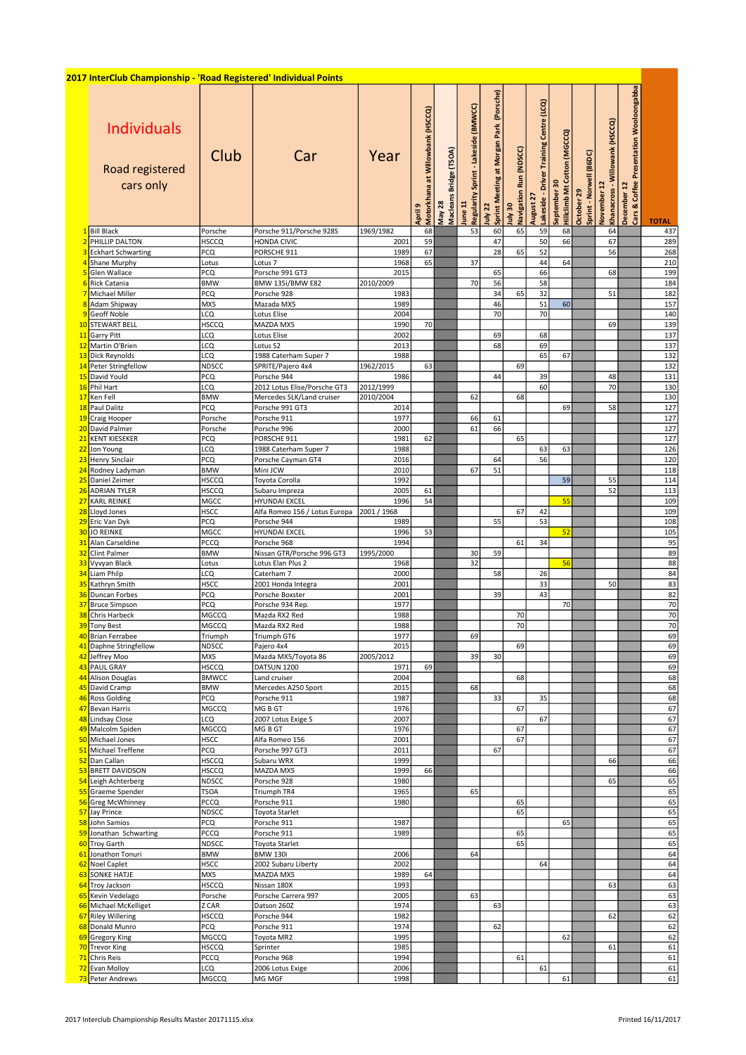## 2017 InterClub Championship - 'Road Registered' Individual Points

| # | Individuals Road registered cars only | Club | Car | Year | April 9 Motorkhana at Willowbank (HSCCQ) | May 28 Macleans Bridge (TSOA) | June 11 Regularity Sprint - Lakeside (BMWCC) | July 22 Sprint Meeting at Morgan Park (Porsche) | July 30 Navigation Run (NDSCC) | August 27 Lakeside - Driver Training Centre (LCQ) | September 30 Hillclimb Mt Cotton (MGCCQ) | October 29 Sprint - Norwell (86DC) | November 12 Khanacross - Willowbank (HSCCQ) | December 12 Cars & Coffee Presentation Wooloongabba | TOTAL |
|---|---|---|---|---|---|---|---|---|---|---|---|---|---|---|---|
| 1 | Bill Black | Porsche | Porsche 911/Porsche 928S | 1969/1982 | 68 | | 53 | 60 | 65 | 59 | 68 | | 64 | | 437 |
| 2 | PHILLIP DALTON | HSCCQ | HONDA CIVIC | 2001 | 59 | | | 47 | | 50 | 66 | | 67 | | 289 |
| 3 | Eckhart Schwarting | PCQ | PORSCHE 911 | 1989 | 67 | | | 28 | 65 | 52 | | | 56 | | 268 |
| 4 | Shane Murphy | Lotus | Lotus 7 | 1968 | 65 | | 37 | | | 44 | 64 | | | | 210 |
| 5 | Glen Wallace | PCQ | Porsche 991 GT3 | 2015 | | | | 65 | | 66 | | | 68 | | 199 |
| 6 | Rick Catania | BMW | BMW 135i/BMW E82 | 2010/2009 | | | 70 | 56 | | 58 | | | | | 184 |
| 7 | Michael Miller | PCQ | Porsche 928 | 1983 | | | | 34 | 65 | 32 | | | 51 | | 182 |
| 8 | Adam Shipway | MX5 | Mazada MX5 | 1989 | | | | 46 | | 51 | 60 | | | | 157 |
| 9 | Geoff Noble | LCQ | Lotus Elise | 2004 | | | | 70 | | 70 | | | | | 140 |
| 10 | STEWART BELL | HSCCQ | MAZDA MX5 | 1990 | 70 | | | | | | | | 69 | | 139 |
| 11 | Garry Pitt | LCQ | Lotus Elise | 2002 | | | | 69 | | 68 | | | | | 137 |
| 12 | Martin O'Brien | LCQ | Lotus S2 | 2013 | | | | 68 | | 69 | | | | | 137 |
| 13 | Dick Reynolds | LCQ | 1988 Caterham Super 7 | 1988 | | | | | | 65 | 67 | | | | 132 |
| 14 | Peter Stringfellow | NDSCC | SPRITE/Pajero 4x4 | 1962/2015 | 63 | | | | 69 | | | | | | 132 |
| 15 | David Yould | PCQ | Porsche 944 | 1986 | | | | 44 | | 39 | | | 48 | | 131 |
| 16 | Phil Hart | LCQ | 2012 Lotus Elise/Porsche GT3 | 2012/1999 | | | | | | 60 | | | 70 | | 130 |
| 17 | Ken Fell | BMW | Mercedes SLK/Land cruiser | 2010/2004 | | | 62 | | 68 | | | | | | 130 |
| 18 | Paul Dalitz | PCQ | Porsche 991 GT3 | 2014 | | | | | | | 69 | | 58 | | 127 |
| 19 | Craig Hooper | Porsche | Porsche 911 | 1977 | | | 66 | 61 | | | | | | | 127 |
| 20 | David Palmer | Porsche | Porsche 996 | 2000 | | | 61 | 66 | | | | | | | 127 |
| 21 | KENT KIESEKER | PCQ | PORSCHE 911 | 1981 | 62 | | | | 65 | | | | | | 127 |
| 22 | Jon Young | LCQ | 1988 Caterham Super 7 | 1988 | | | | | | 63 | 63 | | | | 126 |
| 23 | Henry Sinclair | PCQ | Porsche Cayman GT4 | 2016 | | | | 64 | | 56 | | | | | 120 |
| 24 | Rodney Ladyman | BMW | Mini JCW | 2010 | | | 67 | 51 | | | | | | | 118 |
| 25 | Daniel Zeimer | HSCCQ | Toyota Corolla | 1992 | | | | | | | 59 | | 55 | | 114 |
| 26 | ADRIAN TYLER | HSCCQ | Subaru Impreza | 2005 | 61 | | | | | | | | 52 | | 113 |
| 27 | KARL REINKE | MGCC | HYUNDAI EXCEL | 1996 | 54 | | | | | | 55 | | | | 109 |
| 28 | Lloyd Jones | HSCC | Alfa Romeo 156 / Lotus Europa | 2001 / 1968 | | | | | 67 | 42 | | | | | 109 |
| 29 | Eric Van Dyk | PCQ | Porsche 944 | 1989 | | | | 55 | | 53 | | | | | 108 |
| 30 | JO REINKE | MGCC | HYUNDAI EXCEL | 1996 | 53 | | | | | | 52 | | | | 105 |
| 31 | Alan Carseldine | PCCQ | Porsche 968 | 1994 | | | | | 61 | 34 | | | | | 95 |
| 32 | Clint Palmer | BMW | Nissan GTR/Porsche 996 GT3 | 1995/2000 | | | 30 | 59 | | | | | | | 89 |
| 33 | Vyvyan Black | Lotus | Lotus Elan Plus 2 | 1968 | | | 32 | | | | 56 | | | | 88 |
| 34 | Liam Philp | LCQ | Caterham 7 | 2000 | | | | 58 | | 26 | | | | | 84 |
| 35 | Kathryn Smith | HSCC | 2001 Honda Integra | 2001 | | | | | | 33 | | | 50 | | 83 |
| 36 | Duncan Forbes | PCQ | Porsche Boxster | 2001 | | | | 39 | | 43 | | | | | 82 |
| 37 | Bruce Simpson | PCQ | Porsche 934 Rep. | 1977 | | | | | | | 70 | | | | 70 |
| 38 | Chris Harbeck | MGCCQ | Mazda RX2 Red | 1988 | | | | | 70 | | | | | | 70 |
| 39 | Tony Best | MGCCQ | Mazda RX2 Red | 1988 | | | | | 70 | | | | | | 70 |
| 40 | Brian Ferrabee | Triumph | Triumph GT6 | 1977 | | | 69 | | | | | | | | 69 |
| 41 | Daphne Stringfellow | NDSCC | Pajero 4x4 | 2015 | | | | | 69 | | | | | | 69 |
| 42 | Jeffrey Moo | MX5 | Mazda MX5/Toyota 86 | 2005/2012 | | | 39 | 30 | | | | | | | 69 |
| 43 | PAUL GRAY | HSCCQ | DATSUN 1200 | 1971 | 69 | | | | | | | | | | 69 |
| 44 | Alison Douglas | BMWCC | Land cruiser | 2004 | | | | | 68 | | | | | | 68 |
| 45 | David Cramp | BMW | Mercedes A250 Sport | 2015 | | | 68 | | | | | | | | 68 |
| 46 | Ross Golding | PCQ | Porsche 911 | 1987 | | | | 33 | | 35 | | | | | 68 |
| 47 | Bevan Harris | MGCCQ | MG B GT | 1976 | | | | | 67 | | | | | | 67 |
| 48 | Lindsay Close | LCQ | 2007 Lotus Exige S | 2007 | | | | | | 67 | | | | | 67 |
| 49 | Malcolm Spiden | MGCCQ | MG B GT | 1976 | | | | | 67 | | | | | | 67 |
| 50 | Michael Jones | HSCC | Alfa Romeo 156 | 2001 | | | | | 67 | | | | | | 67 |
| 51 | Michael Treffene | PCQ | Porsche 997 GT3 | 2011 | | | | 67 | | | | | | | 67 |
| 52 | Dan Callan | HSCCQ | Subaru WRX | 1999 | | | | | | | | | 66 | | 66 |
| 53 | BRETT DAVIDSON | HSCCQ | MAZDA MX5 | 1999 | 66 | | | | | | | | | | 66 |
| 54 | Leigh Achterberg | NDSCC | Porsche 928 | 1980 | | | | | | | | | 65 | | 65 |
| 55 | Graeme Spender | TSOA | Triumph TR4 | 1965 | | | 65 | | | | | | | | 65 |
| 56 | Greg McWhinney | PCCQ | Porsche 911 | 1980 | | | | | 65 | | | | | | 65 |
| 57 | Jay Prince | NDSCC | Toyota Starlet | | | | | | 65 | | | | | | 65 |
| 58 | John Samios | PCQ | Porsche 911 | 1987 | | | | | | | 65 | | | | 65 |
| 59 | Jonathan Schwarting | PCCQ | Porsche 911 | 1989 | | | | | 65 | | | | | | 65 |
| 60 | Troy Garth | NDSCC | Toyota Starlet | | | | | | 65 | | | | | | 65 |
| 61 | Jonathon Tonuri | BMW | BMW 130i | 2006 | | | 64 | | | | | | | | 64 |
| 62 | Noel Caplet | HSCC | 2002 Subaru Liberty | 2002 | | | | | | 64 | | | | | 64 |
| 63 | SONKE HATJE | MX5 | MAZDA MX5 | 1989 | 64 | | | | | | | | | | 64 |
| 64 | Troy Jackson | HSCCQ | Nissan 180X | 1993 | | | | | | | | | 63 | | 63 |
| 65 | Kevin Vedelago | Porsche | Porsche Carrera 997 | 2005 | | | 63 | | | | | | | | 63 |
| 66 | Michael McKelliget | Z CAR | Datson 260Z | 1974 | | | | 63 | | | | | | | 63 |
| 67 | Riley Willering | HSCCQ | Porsche 944 | 1982 | | | | | | | | | 62 | | 62 |
| 68 | Donald Munro | PCQ | Porsche 911 | 1974 | | | | 62 | | | | | | | 62 |
| 69 | Gregory King | MGCCQ | Toyota MR2 | 1995 | | | | | | | 62 | | | | 62 |
| 70 | Trevor King | HSCCQ | Sprinter | 1985 | | | | | | | | | 61 | | 61 |
| 71 | Chris Reis | PCCQ | Porsche 968 | 1994 | | | | | 61 | | | | | | 61 |
| 72 | Evan Molloy | LCQ | 2006 Lotus Exige | 2006 | | | | | | 61 | | | | | 61 |
| 73 | Peter Andrews | MGCCQ | MG MGF | 1998 | | | | | | | 61 | | | | 61 |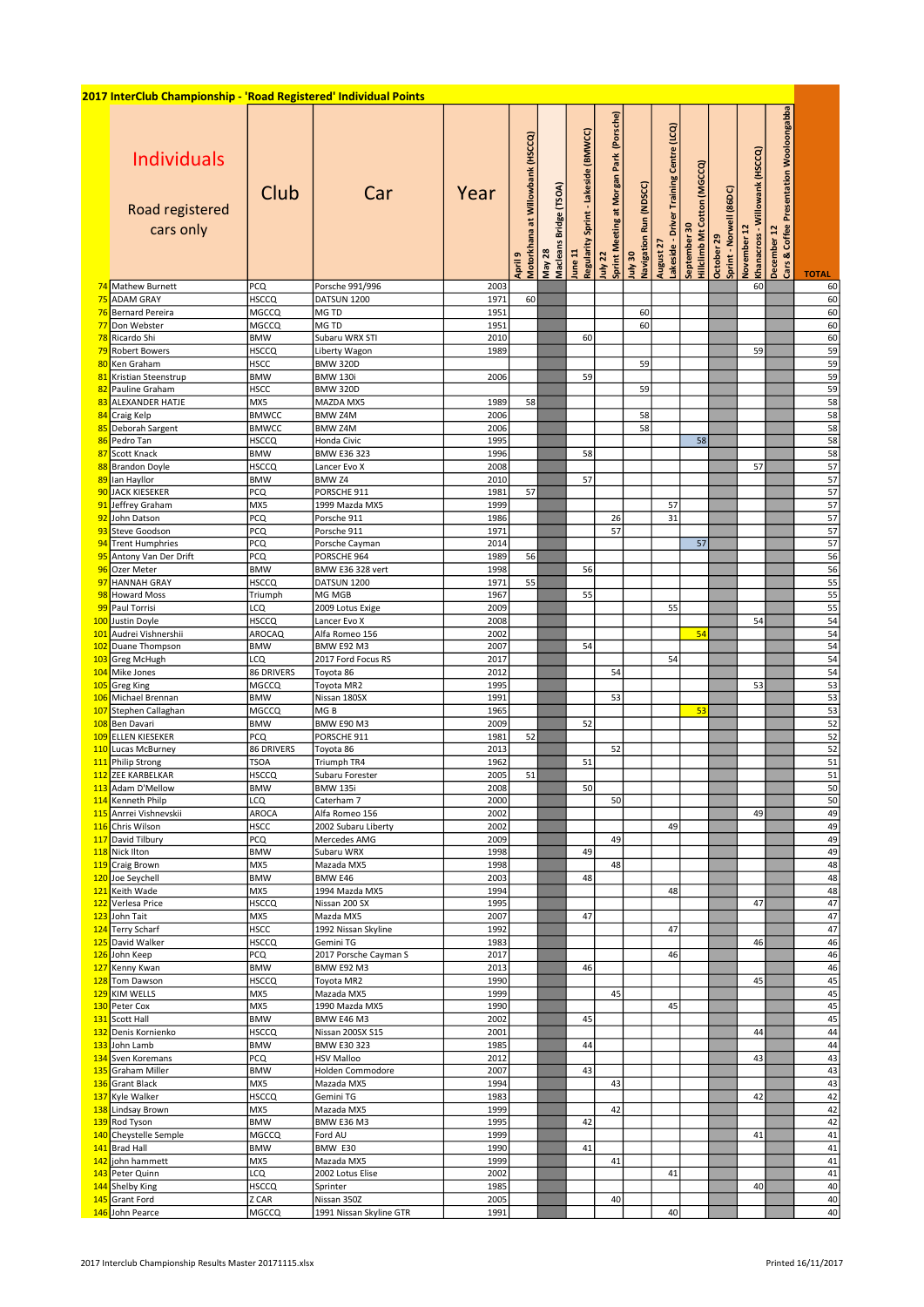## 2017 InterClub Championship - 'Road Registered' Individual Points

| | Individuals<br>Road registered cars only | Club | Car | Year | April 9<br>Motorkhana at Willowbank (HSCCQ) | May 28<br>Macleans Bridge (TSOA) | June 11<br>Regularity Sprint - Lakeside (BMWCC) | July 22<br>Sprint Meeting at Morgan Park (Porsche) | July 30<br>Navigation Run (NDSCC) | August 27<br>Lakeside - Driver Training Centre (LCQ) | September 30<br>Hillclimb Mt Cotton (MGCCQ) | October 29<br>Sprint - Norwell (86DC) | November 12<br>Khanacross - Willowbank (HSCCQ) | December 12<br>Cars & Coffee Presentation Wooloongabba | TOTAL |
|---|---|---|---|---|---|---|---|---|---|---|---|---|---|---|---|
| 74 | Mathew Burnett | PCQ | Porsche 991/996 | 2003 | | | | | | | | | 60 | | 60 |
| 75 | ADAM GRAY | HSCCQ | DATSUN 1200 | 1971 | 60 | | | | | | | | | | 60 |
| 76 | Bernard Pereira | MGCCQ | MG TD | 1951 | | | | | 60 | | | | | | 60 |
| 77 | Don Webster | MGCCQ | MG TD | 1951 | | | | | 60 | | | | | | 60 |
| 78 | Ricardo Shi | BMW | Subaru WRX STI | 2010 | | | 60 | | | | | | | | 60 |
| 79 | Robert Bowers | HSCCQ | Liberty Wagon | 1989 | | | | | | | | | 59 | | 59 |
| 80 | Ken Graham | HSCC | BMW 320D | | | | | | 59 | | | | | | 59 |
| 81 | Kristian Steenstrup | BMW | BMW 130i | 2006 | | | 59 | | | | | | | | 59 |
| 82 | Pauline Graham | HSCC | BMW 320D | | | | | | 59 | | | | | | 59 |
| 83 | ALEXANDER HATJE | MX5 | MAZDA MX5 | 1989 | 58 | | | | | | | | | | 58 |
| 84 | Craig Kelp | BMWCC | BMW Z4M | 2006 | | | | | 58 | | | | | | 58 |
| 85 | Deborah Sargent | BMWCC | BMW Z4M | 2006 | | | | | 58 | | | | | | 58 |
| 86 | Pedro Tan | HSCCQ | Honda Civic | 1995 | | | | | | | 58 | | | | 58 |
| 87 | Scott Knack | BMW | BMW E36 323 | 1996 | | | 58 | | | | | | | | 58 |
| 88 | Brandon Doyle | HSCCQ | Lancer Evo X | 2008 | | | | | | | | | 57 | | 57 |
| 89 | Ian Hayllor | BMW | BMW Z4 | 2010 | | | 57 | | | | | | | | 57 |
| 90 | JACK KIESEKER | PCQ | PORSCHE 911 | 1981 | 57 | | | | | | | | | | 57 |
| 91 | Jeffrey Graham | MX5 | 1999 Mazda MX5 | 1999 | | | | | | 57 | | | | | 57 |
| 92 | John Datson | PCQ | Porsche 911 | 1986 | | | | 26 | | 31 | | | | | 57 |
| 93 | Steve Goodson | PCQ | Porsche 911 | 1971 | | | | 57 | | | | | | | 57 |
| 94 | Trent Humphries | PCQ | Porsche Cayman | 2014 | | | | | | | 57 | | | | 57 |
| 95 | Antony Van Der Drift | PCQ | PORSCHE 964 | 1989 | 56 | | | | | | | | | | 56 |
| 96 | Ozer Meter | BMW | BMW E36 328 vert | 1998 | | | 56 | | | | | | | | 56 |
| 97 | HANNAH GRAY | HSCCQ | DATSUN 1200 | 1971 | 55 | | | | | | | | | | 55 |
| 98 | Howard Moss | Triumph | MG MGB | 1967 | | | 55 | | | | | | | | 55 |
| 99 | Paul Torrisi | LCQ | 2009 Lotus Exige | 2009 | | | | | | 55 | | | | | 55 |
| 100 | Justin Doyle | HSCCQ | Lancer Evo X | 2008 | | | | | | | | | 54 | | 54 |
| 101 | Audrei Vishnershii | AROCAQ | Alfa Romeo 156 | 2002 | | | | | | | 54 | | | | 54 |
| 102 | Duane Thompson | BMW | BMW E92 M3 | 2007 | | | 54 | | | | | | | | 54 |
| 103 | Greg McHugh | LCQ | 2017 Ford Focus RS | 2017 | | | | | | 54 | | | | | 54 |
| 104 | Mike Jones | 86 DRIVERS | Toyota 86 | 2012 | | | | 54 | | | | | | | 54 |
| 105 | Greg King | MGCCQ | Toyota MR2 | 1995 | | | | | | | | | 53 | | 53 |
| 106 | Michael Brennan | BMW | Nissan 180SX | 1991 | | | | 53 | | | | | | | 53 |
| 107 | Stephen Callaghan | MGCCQ | MG B | 1965 | | | | | | | 53 | | | | 53 |
| 108 | Ben Davari | BMW | BMW E90 M3 | 2009 | | | 52 | | | | | | | | 52 |
| 109 | ELLEN KIESEKER | PCQ | PORSCHE 911 | 1981 | 52 | | | | | | | | | | 52 |
| 110 | Lucas McBurney | 86 DRIVERS | Toyota 86 | 2013 | | | | 52 | | | | | | | 52 |
| 111 | Philip Strong | TSOA | Triumph TR4 | 1962 | | | 51 | | | | | | | | 51 |
| 112 | ZEE KARBELKAR | HSCCQ | Subaru Forester | 2005 | 51 | | | | | | | | | | 51 |
| 113 | Adam D'Mellow | BMW | BMW 135i | 2008 | | | 50 | | | | | | | | 50 |
| 114 | Kenneth Philp | LCQ | Caterham 7 | 2000 | | | | 50 | | | | | | | 50 |
| 115 | Anrrei Vishnevskii | AROCA | Alfa Romeo 156 | 2002 | | | | | | | | | 49 | | 49 |
| 116 | Chris Wilson | HSCC | 2002 Subaru Liberty | 2002 | | | | | | 49 | | | | | 49 |
| 117 | David Tilbury | PCQ | Mercedes AMG | 2009 | | | | 49 | | | | | | | 49 |
| 118 | Nick Ilton | BMW | Subaru WRX | 1998 | | | 49 | | | | | | | | 49 |
| 119 | Craig Brown | MX5 | Mazada MX5 | 1998 | | | | 48 | | | | | | | 48 |
| 120 | Joe Seychell | BMW | BMW E46 | 2003 | | | 48 | | | | | | | | 48 |
| 121 | Keith Wade | MX5 | 1994 Mazda MX5 | 1994 | | | | | | 48 | | | | | 48 |
| 122 | Verlesa Price | HSCCQ | Nissan 200 SX | 1995 | | | | | | | | | 47 | | 47 |
| 123 | John Tait | MX5 | Mazda MX5 | 2007 | | | 47 | | | | | | | | 47 |
| 124 | Terry Scharf | HSCC | 1992 Nissan Skyline | 1992 | | | | | | 47 | | | | | 47 |
| 125 | David Walker | HSCCQ | Gemini TG | 1983 | | | | | | | | | 46 | | 46 |
| 126 | John Keep | PCQ | 2017 Porsche Cayman S | 2017 | | | | | | 46 | | | | | 46 |
| 127 | Kenny Kwan | BMW | BMW E92 M3 | 2013 | | | 46 | | | | | | | | 46 |
| 128 | Tom Dawson | HSCCQ | Toyota MR2 | 1990 | | | | | | | | | 45 | | 45 |
| 129 | KIM WELLS | MX5 | Mazada MX5 | 1999 | | | | 45 | | | | | | | 45 |
| 130 | Peter Cox | MX5 | 1990 Mazda MX5 | 1990 | | | | | | 45 | | | | | 45 |
| 131 | Scott Hall | BMW | BMW E46 M3 | 2002 | | | 45 | | | | | | | | 45 |
| 132 | Denis Kornienko | HSCCQ | Nissan 200SX S15 | 2001 | | | | | | | | | 44 | | 44 |
| 133 | John Lamb | BMW | BMW E30 323 | 1985 | | | 44 | | | | | | | | 44 |
| 134 | Sven Koremans | PCQ | HSV Malloo | 2012 | | | | | | | | | 43 | | 43 |
| 135 | Graham Miller | BMW | Holden Commodore | 2007 | | | 43 | | | | | | | | 43 |
| 136 | Grant Black | MX5 | Mazada MX5 | 1994 | | | | 43 | | | | | | | 43 |
| 137 | Kyle Walker | HSCCQ | Gemini TG | 1983 | | | | | | | | | 42 | | 42 |
| 138 | Lindsay Brown | MX5 | Mazada MX5 | 1999 | | | | 42 | | | | | | | 42 |
| 139 | Rod Tyson | BMW | BMW E36 M3 | 1995 | | | 42 | | | | | | | | 42 |
| 140 | Cheystelle Semple | MGCCQ | Ford AU | 1999 | | | | | | | | | 41 | | 41 |
| 141 | Brad Hall | BMW | BMW E30 | 1990 | | | 41 | | | | | | | | 41 |
| 142 | john hammett | MX5 | Mazada MX5 | 1999 | | | | 41 | | | | | | | 41 |
| 143 | Peter Quinn | LCQ | 2002 Lotus Elise | 2002 | | | | | | 41 | | | | | 41 |
| 144 | Shelby King | HSCCQ | Sprinter | 1985 | | | | | | | | | 40 | | 40 |
| 145 | Grant Ford | Z CAR | Nissan 350Z | 2005 | | | | 40 | | | | | | | 40 |
| 146 | John Pearce | MGCCQ | 1991 Nissan Skyline GTR | 1991 | | | | | | 40 | | | | | 40 |

2017 Interclub Championship Results Master 20171115.xlsx — Printed 16/11/2017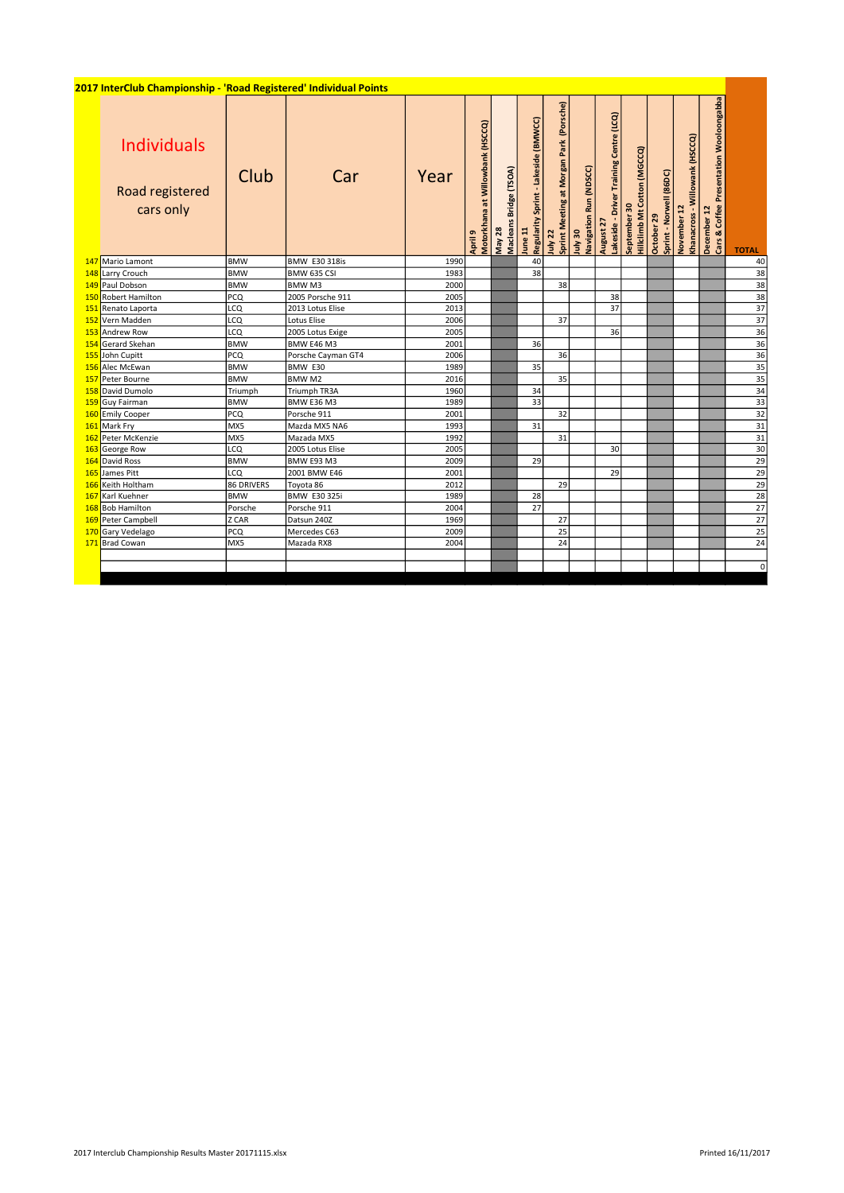## 2017 InterClub Championship - 'Road Registered' Individual Points

| | Individuals Road registered cars only | Club | Car | Year | April 9 Motorkhana at Willowbank (HSCCQ) | May 28 Macleans Bridge (TSOA) | June 11 Regularity Sprint - Lakeside (BMWCC) | July 22 Sprint Meeting at Morgan Park (Porsche) | July 30 Navigation Run (NDSCC) | August 27 Lakeside - Driver Training Centre (LCQ) | September 30 Hillclimb Mt Cotton (MGCCQ) | October 29 Sprint - Norwell (86DC) | November 12 Khanacross - Willowank (HSCCQ) | December 12 Cars & Coffee Presentation Wooloongabba | TOTAL |
|---|---|---|---|---|---|---|---|---|---|---|---|---|---|---|---|
| 147 | Mario Lamont | BMW | BMW E30 318is | 1990 | | | 40 | | | | | | | | 40 |
| 148 | Larry Crouch | BMW | BMW 635 CSI | 1983 | | | 38 | | | | | | | | 38 |
| 149 | Paul Dobson | BMW | BMW M3 | 2000 | | | | 38 | | | | | | | 38 |
| 150 | Robert Hamilton | PCQ | 2005 Porsche 911 | 2005 | | | | | | 38 | | | | | 38 |
| 151 | Renato Laporta | LCQ | 2013 Lotus Elise | 2013 | | | | | | 37 | | | | | 37 |
| 152 | Vern Madden | LCQ | Lotus Elise | 2006 | | | | 37 | | | | | | | 37 |
| 153 | Andrew Row | LCQ | 2005 Lotus Exige | 2005 | | | | | | 36 | | | | | 36 |
| 154 | Gerard Skehan | BMW | BMW E46 M3 | 2001 | | | 36 | | | | | | | | 36 |
| 155 | John Cupitt | PCQ | Porsche Cayman GT4 | 2006 | | | | 36 | | | | | | | 36 |
| 156 | Alec McEwan | BMW | BMW E30 | 1989 | | | 35 | | | | | | | | 35 |
| 157 | Peter Bourne | BMW | BMW M2 | 2016 | | | | 35 | | | | | | | 35 |
| 158 | David Dumolo | Triumph | Triumph TR3A | 1960 | | | 34 | | | | | | | | 34 |
| 159 | Guy Fairman | BMW | BMW E36 M3 | 1989 | | | 33 | | | | | | | | 33 |
| 160 | Emily Cooper | PCQ | Porsche 911 | 2001 | | | | 32 | | | | | | | 32 |
| 161 | Mark Fry | MX5 | Mazda MX5 NA6 | 1993 | | | 31 | | | | | | | | 31 |
| 162 | Peter McKenzie | MX5 | Mazada MX5 | 1992 | | | | 31 | | | | | | | 31 |
| 163 | George Row | LCQ | 2005 Lotus Elise | 2005 | | | | | | 30 | | | | | 30 |
| 164 | David Ross | BMW | BMW E93 M3 | 2009 | | | 29 | | | | | | | | 29 |
| 165 | James Pitt | LCQ | 2001 BMW E46 | 2001 | | | | | | 29 | | | | | 29 |
| 166 | Keith Holtham | 86 DRIVERS | Toyota 86 | 2012 | | | | 29 | | | | | | | 29 |
| 167 | Karl Kuehner | BMW | BMW E30 325i | 1989 | | | 28 | | | | | | | | 28 |
| 168 | Bob Hamilton | Porsche | Porsche 911 | 2004 | | | 27 | | | | | | | | 27 |
| 169 | Peter Campbell | Z CAR | Datsun 240Z | 1969 | | | | 27 | | | | | | | 27 |
| 170 | Gary Vedelago | PCQ | Mercedes C63 | 2009 | | | | 25 | | | | | | | 25 |
| 171 | Brad Cowan | MX5 | Mazada RX8 | 2004 | | | | 24 | | | | | | | 24 |
| | | | | | | | | | | | | | | | |
| | | | | | | | | | | | | | | | 0 |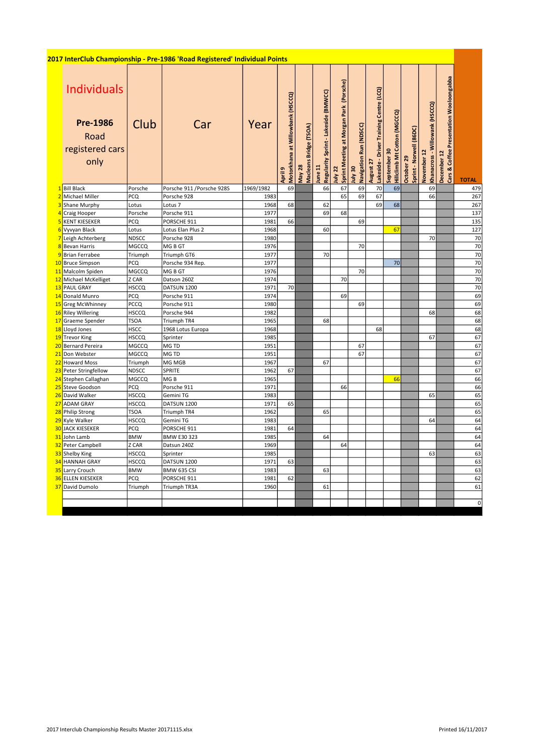## 2017 InterClub Championship - Pre-1986 'Road Registered' Individual Points

| | **Individuals** **Pre-1986** Road registered cars only | Club | Car | Year | April 9 Motorkhana at Willowbank (HSCCQ) | May 28 Macleans Bridge (TSOA) | June 11 Regularity Sprint - Lakeside (BMWCC) | July 22 Sprint Meeting at Morgan Park (Porsche) | July 30 Navigation Run (NDSCC) | August 27 Lakeside - Driver Training Centre (LCQ) | September 30 Hillclimb Mt Cotton (MGCCQ) | October 29 Sprint - Norwell (86DC) | November 12 Khanacross - Willowank (HSCCQ) | December 12 Cars & Coffee Presentation Wooloongabba | TOTAL |
|---|---|---|---|---|---|---|---|---|---|---|---|---|---|---|---|
| 1 | Bill Black | Porsche | Porsche 911 /Porsche 928S | 1969/1982 | 69 | | 66 | 67 | 69 | 70 | 69 | | 69 | | 479 |
| 2 | Michael Miller | PCQ | Porsche 928 | 1983 | | | | 65 | 69 | 67 | | | 66 | | 267 |
| 3 | Shane Murphy | Lotus | Lotus 7 | 1968 | 68 | | 62 | | | 69 | 68 | | | | 267 |
| 4 | Craig Hooper | Porsche | Porsche 911 | 1977 | | | 69 | 68 | | | | | | | 137 |
| 5 | KENT KIESEKER | PCQ | PORSCHE 911 | 1981 | 66 | | | | 69 | | | | | | 135 |
| 6 | Vyvyan Black | Lotus | Lotus Elan Plus 2 | 1968 | | | 60 | | | | 67 | | | | 127 |
| 7 | Leigh Achterberg | NDSCC | Porsche 928 | 1980 | | | | | | | | | 70 | | 70 |
| 8 | Bevan Harris | MGCCQ | MG B GT | 1976 | | | | | 70 | | | | | | 70 |
| 9 | Brian Ferrabee | Triumph | Triumph GT6 | 1977 | | | 70 | | | | | | | | 70 |
| 10 | Bruce Simpson | PCQ | Porsche 934 Rep. | 1977 | | | | | | | 70 | | | | 70 |
| 11 | Malcolm Spiden | MGCCQ | MG B GT | 1976 | | | | | 70 | | | | | | 70 |
| 12 | Michael McKelliget | Z CAR | Datson 260Z | 1974 | | | | 70 | | | | | | | 70 |
| 13 | PAUL GRAY | HSCCQ | DATSUN 1200 | 1971 | 70 | | | | | | | | | | 70 |
| 14 | Donald Munro | PCQ | Porsche 911 | 1974 | | | | 69 | | | | | | | 69 |
| 15 | Greg McWhinney | PCCQ | Porsche 911 | 1980 | | | | | 69 | | | | | | 69 |
| 16 | Riley Willering | HSCCQ | Porsche 944 | 1982 | | | | | | | | | 68 | | 68 |
| 17 | Graeme Spender | TSOA | Triumph TR4 | 1965 | | | 68 | | | | | | | | 68 |
| 18 | Lloyd Jones | HSCC | 1968 Lotus Europa | 1968 | | | | | | 68 | | | | | 68 |
| 19 | Trevor King | HSCCQ | Sprinter | 1985 | | | | | | | | | 67 | | 67 |
| 20 | Bernard Pereira | MGCCQ | MG TD | 1951 | | | | | 67 | | | | | | 67 |
| 21 | Don Webster | MGCCQ | MG TD | 1951 | | | | | 67 | | | | | | 67 |
| 22 | Howard Moss | Triumph | MG MGB | 1967 | | | 67 | | | | | | | | 67 |
| 23 | Peter Stringfellow | NDSCC | SPRITE | 1962 | 67 | | | | | | | | | | 67 |
| 24 | Stephen Callaghan | MGCCQ | MG B | 1965 | | | | | | | 66 | | | | 66 |
| 25 | Steve Goodson | PCQ | Porsche 911 | 1971 | | | | 66 | | | | | | | 66 |
| 26 | David Walker | HSCCQ | Gemini TG | 1983 | | | | | | | | | 65 | | 65 |
| 27 | ADAM GRAY | HSCCQ | DATSUN 1200 | 1971 | 65 | | | | | | | | | | 65 |
| 28 | Philip Strong | TSOA | Triumph TR4 | 1962 | | | 65 | | | | | | | | 65 |
| 29 | Kyle Walker | HSCCQ | Gemini TG | 1983 | | | | | | | | | 64 | | 64 |
| 30 | JACK KIESEKER | PCQ | PORSCHE 911 | 1981 | 64 | | | | | | | | | | 64 |
| 31 | John Lamb | BMW | BMW E30 323 | 1985 | | | 64 | | | | | | | | 64 |
| 32 | Peter Campbell | Z CAR | Datsun 240Z | 1969 | | | | 64 | | | | | | | 64 |
| 33 | Shelby King | HSCCQ | Sprinter | 1985 | | | | | | | | | 63 | | 63 |
| 34 | HANNAH GRAY | HSCCQ | DATSUN 1200 | 1971 | 63 | | | | | | | | | | 63 |
| 35 | Larry Crouch | BMW | BMW 635 CSI | 1983 | | | 63 | | | | | | | | 63 |
| 36 | ELLEN KIESEKER | PCQ | PORSCHE 911 | 1981 | 62 | | | | | | | | | | 62 |
| 37 | David Dumolo | Triumph | Triumph TR3A | 1960 | | | 61 | | | | | | | | 61 |
| | | | | | | | | | | | | | | | |
| | | | | | | | | | | | | | | | 0 |

2017 Interclub Championship Results Master 20171115.xlsx

Printed 16/11/2017